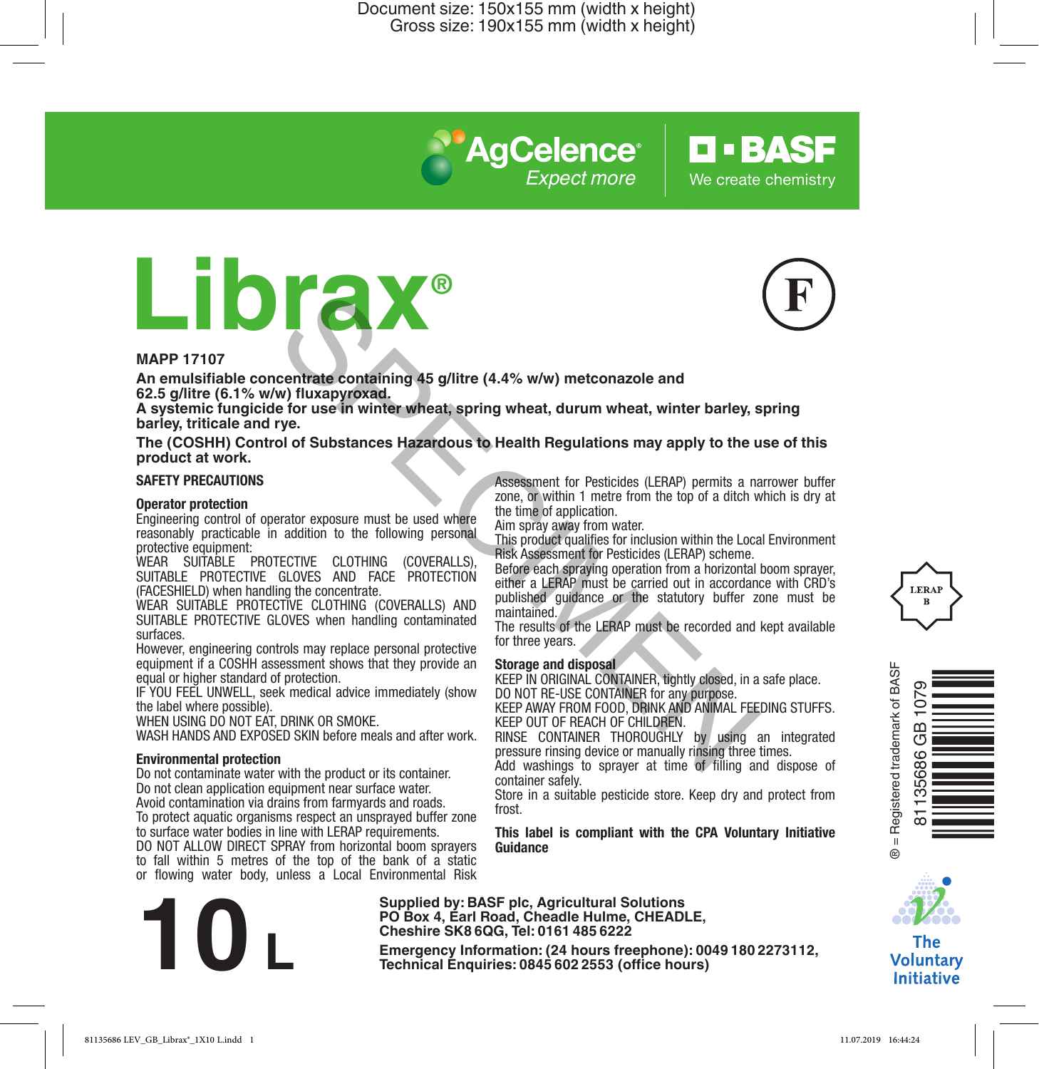Document size: 150x155 mm (width x height)
Gross size: 190x155 mm (width x height)

AgCelence® Expect more

BASF We create chemistry

# Librax®

F

**MAPP 17107**

**An emulsifiable concentrate containing 45 g/litre (4.4% w/w) metconazole and 62.5 g/litre (6.1% w/w) fluxapyroxad.**
**A systemic fungicide for use in winter wheat, spring wheat, durum wheat, winter barley, spring barley, triticale and rye.**

**The (COSHH) Control of Substances Hazardous to Health Regulations may apply to the use of this product at work.**

## SAFETY PRECAUTIONS

### Operator protection

Engineering control of operator exposure must be used where reasonably practicable in addition to the following personal protective equipment:
WEAR SUITABLE PROTECTIVE CLOTHING (COVERALLS), SUITABLE PROTECTIVE GLOVES AND FACE PROTECTION (FACESHIELD) when handling the concentrate.
WEAR SUITABLE PROTECTIVE CLOTHING (COVERALLS) AND SUITABLE PROTECTIVE GLOVES when handling contaminated surfaces.
However, engineering controls may replace personal protective equipment if a COSHH assessment shows that they provide an equal or higher standard of protection.
IF YOU FEEL UNWELL, seek medical advice immediately (show the label where possible).
WHEN USING DO NOT EAT, DRINK OR SMOKE.
WASH HANDS AND EXPOSED SKIN before meals and after work.

### Environmental protection

Do not contaminate water with the product or its container.
Do not clean application equipment near surface water.
Avoid contamination via drains from farmyards and roads.
To protect aquatic organisms respect an unsprayed buffer zone to surface water bodies in line with LERAP requirements.
DO NOT ALLOW DIRECT SPRAY from horizontal boom sprayers to fall within 5 metres of the top of the bank of a static or flowing water body, unless a Local Environmental Risk Assessment for Pesticides (LERAP) permits a narrower buffer zone, or within 1 metre from the top of a ditch which is dry at the time of application.
Aim spray away from water.
This product qualifies for inclusion within the Local Environment Risk Assessment for Pesticides (LERAP) scheme.
Before each spraying operation from a horizontal boom sprayer, either a LERAP must be carried out in accordance with CRD's published guidance or the statutory buffer zone must be maintained.
The results of the LERAP must be recorded and kept available for three years.

### Storage and disposal

KEEP IN ORIGINAL CONTAINER, tightly closed, in a safe place.
DO NOT RE-USE CONTAINER for any purpose.
KEEP AWAY FROM FOOD, DRINK AND ANIMAL FEEDING STUFFS.
KEEP OUT OF REACH OF CHILDREN.
RINSE CONTAINER THOROUGHLY by using an integrated pressure rinsing device or manually rinsing three times.
Add washings to sprayer at time of filling and dispose of container safely.
Store in a suitable pesticide store. Keep dry and protect from frost.

**This label is compliant with the CPA Voluntary Initiative Guidance**

LERAP B

® = Registered trademark of BASF

81135686 GB 1079

The Voluntary Initiative

# 10 L

**Supplied by: BASF plc, Agricultural Solutions**
**PO Box 4, Earl Road, Cheadle Hulme, CHEADLE, Cheshire SK8 6QG, Tel: 0161 485 6222**

**Emergency Information: (24 hours freephone): 0049 180 2273112,**
**Technical Enquiries: 0845 602 2553 (office hours)**

81135686 LEV_GB_Librax®_1X10 L.indd 1 11.07.2019 16:44:24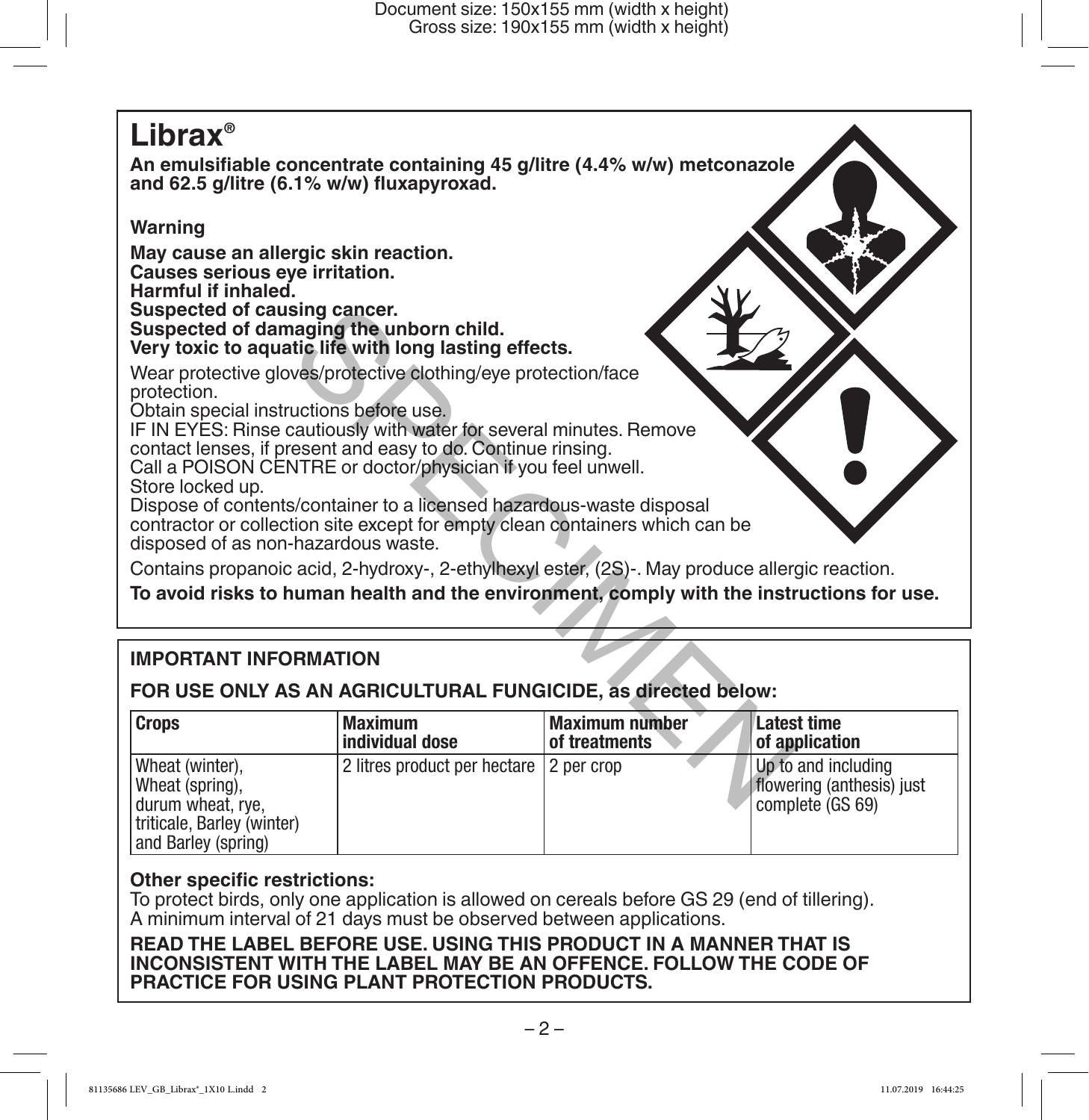# Librax®

**An emulsifiable concentrate containing 45 g/litre (4.4% w/w) metconazole and 62.5 g/litre (6.1% w/w) fluxapyroxad.**

**Warning**

**May cause an allergic skin reaction.**
**Causes serious eye irritation.**
**Harmful if inhaled.**
**Suspected of causing cancer.**
**Suspected of damaging the unborn child.**
**Very toxic to aquatic life with long lasting effects.**

Wear protective gloves/protective clothing/eye protection/face protection.
Obtain special instructions before use.
IF IN EYES: Rinse cautiously with water for several minutes. Remove contact lenses, if present and easy to do. Continue rinsing.
Call a POISON CENTRE or doctor/physician if you feel unwell.
Store locked up.
Dispose of contents/container to a licensed hazardous-waste disposal contractor or collection site except for empty clean containers which can be disposed of as non-hazardous waste.

Contains propanoic acid, 2-hydroxy-, 2-ethylhexyl ester, (2S)-. May produce allergic reaction.

**To avoid risks to human health and the environment, comply with the instructions for use.**

## IMPORTANT INFORMATION

**FOR USE ONLY AS AN AGRICULTURAL FUNGICIDE, as directed below:**

| Crops | Maximum individual dose | Maximum number of treatments | Latest time of application |
|---|---|---|---|
| Wheat (winter), Wheat (spring), durum wheat, rye, triticale, Barley (winter) and Barley (spring) | 2 litres product per hectare | 2 per crop | Up to and including flowering (anthesis) just complete (GS 69) |

**Other specific restrictions:**
To protect birds, only one application is allowed on cereals before GS 29 (end of tillering).
A minimum interval of 21 days must be observed between applications.

**READ THE LABEL BEFORE USE. USING THIS PRODUCT IN A MANNER THAT IS INCONSISTENT WITH THE LABEL MAY BE AN OFFENCE. FOLLOW THE CODE OF PRACTICE FOR USING PLANT PROTECTION PRODUCTS.**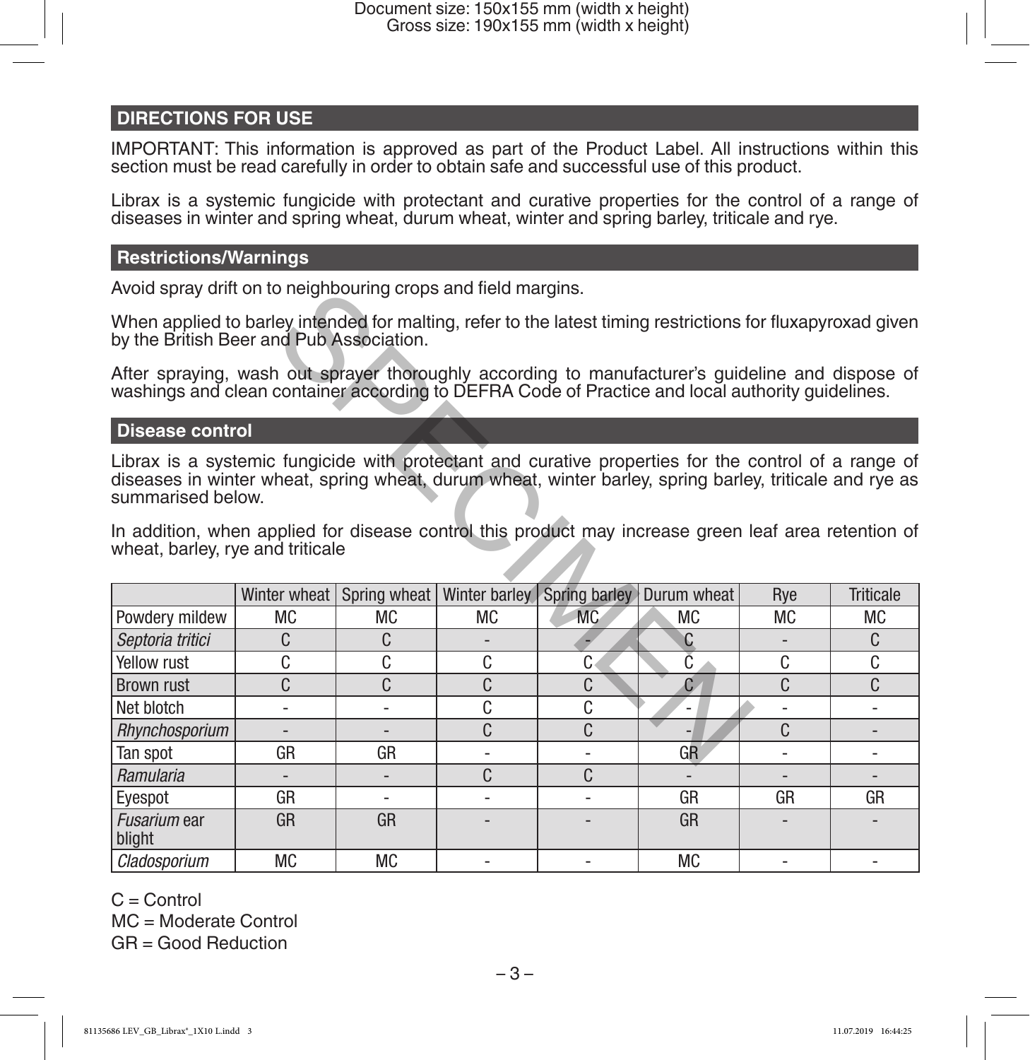## DIRECTIONS FOR USE

IMPORTANT: This information is approved as part of the Product Label. All instructions within this section must be read carefully in order to obtain safe and successful use of this product.

Librax is a systemic fungicide with protectant and curative properties for the control of a range of diseases in winter and spring wheat, durum wheat, winter and spring barley, triticale and rye.

### Restrictions/Warnings

Avoid spray drift on to neighbouring crops and field margins.

When applied to barley intended for malting, refer to the latest timing restrictions for fluxapyroxad given by the British Beer and Pub Association.

After spraying, wash out sprayer thoroughly according to manufacturer's guideline and dispose of washings and clean container according to DEFRA Code of Practice and local authority guidelines.

### Disease control

Librax is a systemic fungicide with protectant and curative properties for the control of a range of diseases in winter wheat, spring wheat, durum wheat, winter barley, spring barley, triticale and rye as summarised below.

In addition, when applied for disease control this product may increase green leaf area retention of wheat, barley, rye and triticale

| | Winter wheat | Spring wheat | Winter barley | Spring barley | Durum wheat | Rye | Triticale |
|---|---|---|---|---|---|---|---|
| Powdery mildew | MC | MC | MC | MC | MC | MC | MC |
| *Septoria tritici* | C | C | - | - | C | - | C |
| Yellow rust | C | C | C | C | C | C | C |
| Brown rust | C | C | C | C | C | C | C |
| Net blotch | - | - | C | C | - | - | - |
| *Rhynchosporium* | - | - | C | C | - | C | - |
| Tan spot | GR | GR | - | - | GR | - | - |
| *Ramularia* | - | - | C | C | - | - | - |
| Eyespot | GR | - | - | - | GR | GR | GR |
| *Fusarium* ear blight | GR | GR | - | - | GR | - | - |
| *Cladosporium* | MC | MC | - | - | MC | - | - |

C = Control
MC = Moderate Control
GR = Good Reduction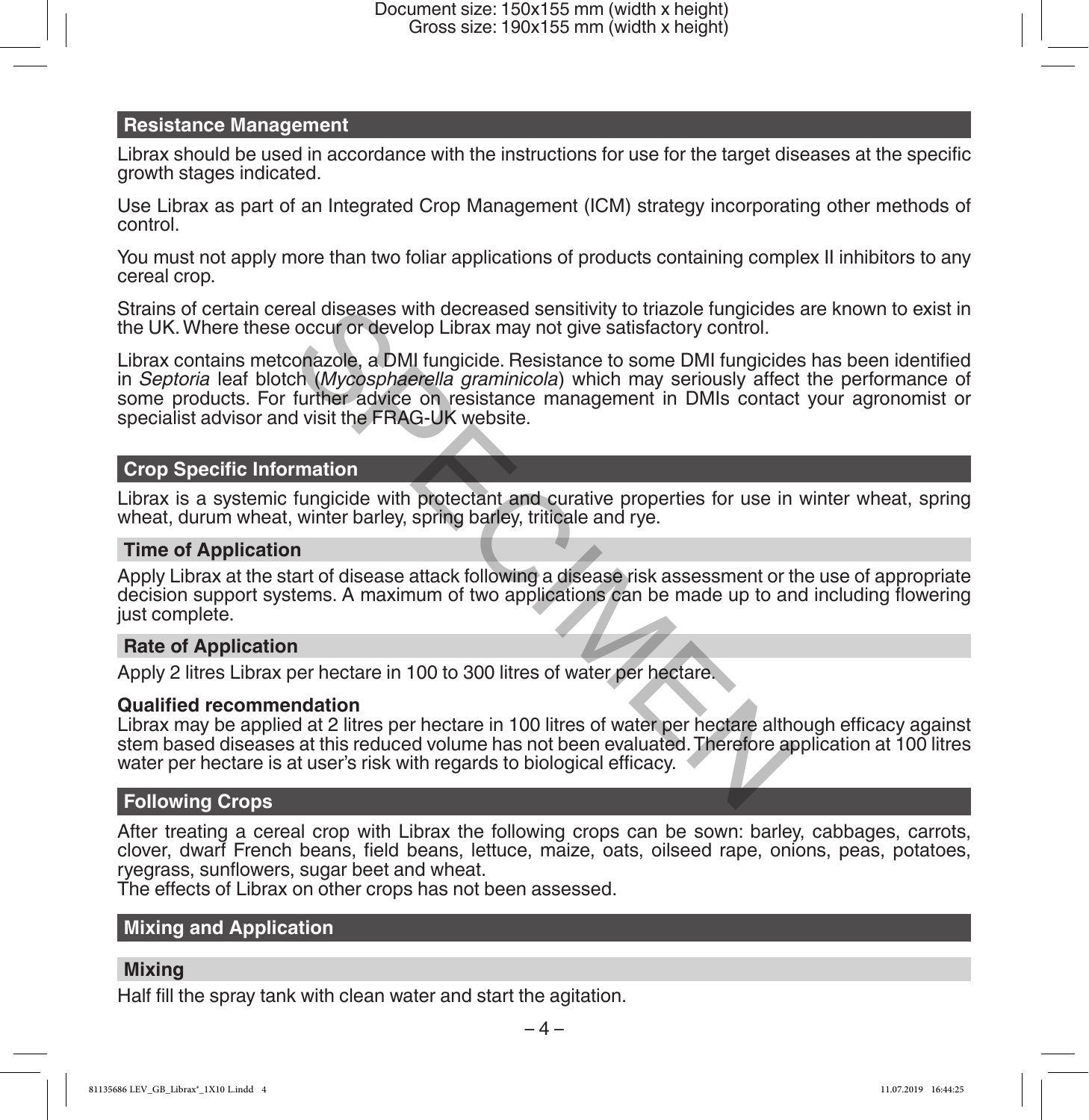## Resistance Management

Librax should be used in accordance with the instructions for use for the target diseases at the specific growth stages indicated.

Use Librax as part of an Integrated Crop Management (ICM) strategy incorporating other methods of control.

You must not apply more than two foliar applications of products containing complex II inhibitors to any cereal crop.

Strains of certain cereal diseases with decreased sensitivity to triazole fungicides are known to exist in the UK. Where these occur or develop Librax may not give satisfactory control.

Librax contains metconazole, a DMI fungicide. Resistance to some DMI fungicides has been identified in *Septoria* leaf blotch (*Mycosphaerella graminicola*) which may seriously affect the performance of some products. For further advice on resistance management in DMIs contact your agronomist or specialist advisor and visit the FRAG-UK website.

## Crop Specific Information

Librax is a systemic fungicide with protectant and curative properties for use in winter wheat, spring wheat, durum wheat, winter barley, spring barley, triticale and rye.

### Time of Application

Apply Librax at the start of disease attack following a disease risk assessment or the use of appropriate decision support systems. A maximum of two applications can be made up to and including flowering just complete.

### Rate of Application

Apply 2 litres Librax per hectare in 100 to 300 litres of water per hectare.

**Qualified recommendation**
Librax may be applied at 2 litres per hectare in 100 litres of water per hectare although efficacy against stem based diseases at this reduced volume has not been evaluated. Therefore application at 100 litres water per hectare is at user's risk with regards to biological efficacy.

## Following Crops

After treating a cereal crop with Librax the following crops can be sown: barley, cabbages, carrots, clover, dwarf French beans, field beans, lettuce, maize, oats, oilseed rape, onions, peas, potatoes, ryegrass, sunflowers, sugar beet and wheat.
The effects of Librax on other crops has not been assessed.

## Mixing and Application

### Mixing

Half fill the spray tank with clean water and start the agitation.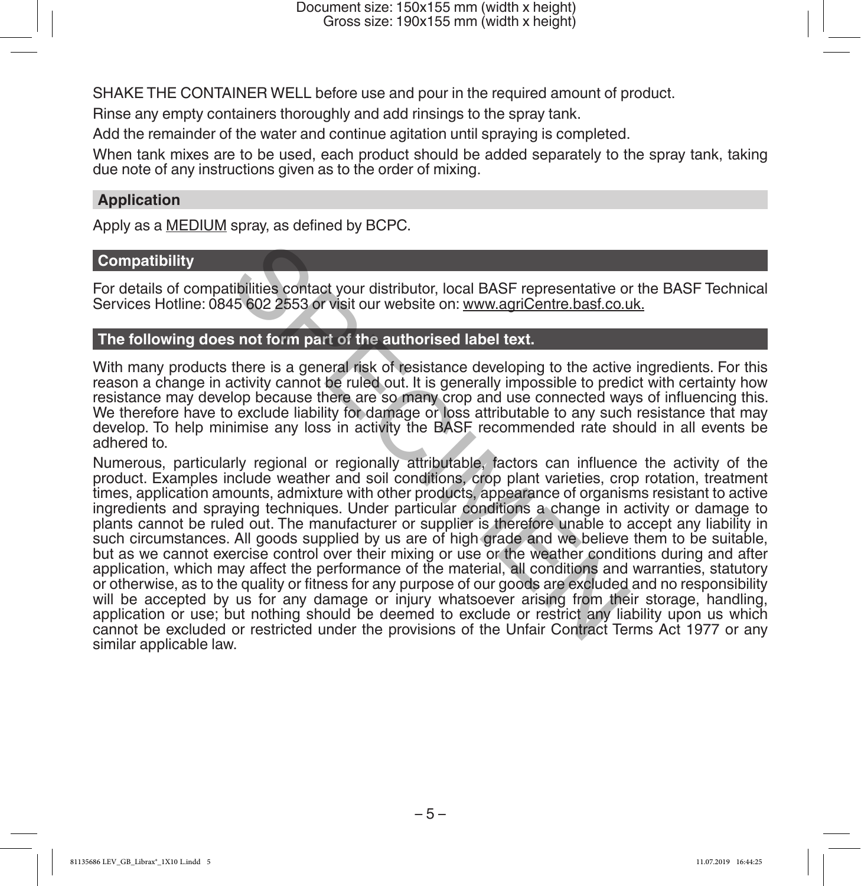SHAKE THE CONTAINER WELL before use and pour in the required amount of product.

Rinse any empty containers thoroughly and add rinsings to the spray tank.

Add the remainder of the water and continue agitation until spraying is completed.

When tank mixes are to be used, each product should be added separately to the spray tank, taking due note of any instructions given as to the order of mixing.

## Application

Apply as a MEDIUM spray, as defined by BCPC.

## Compatibility

For details of compatibilities contact your distributor, local BASF representative or the BASF Technical Services Hotline: 0845 602 2553 or visit our website on: www.agriCentre.basf.co.uk.

## The following does not form part of the authorised label text.

With many products there is a general risk of resistance developing to the active ingredients. For this reason a change in activity cannot be ruled out. It is generally impossible to predict with certainty how resistance may develop because there are so many crop and use connected ways of influencing this. We therefore have to exclude liability for damage or loss attributable to any such resistance that may develop. To help minimise any loss in activity the BASF recommended rate should in all events be adhered to.

Numerous, particularly regional or regionally attributable, factors can influence the activity of the product. Examples include weather and soil conditions, crop plant varieties, crop rotation, treatment times, application amounts, admixture with other products, appearance of organisms resistant to active ingredients and spraying techniques. Under particular conditions a change in activity or damage to plants cannot be ruled out. The manufacturer or supplier is therefore unable to accept any liability in such circumstances. All goods supplied by us are of high grade and we believe them to be suitable, but as we cannot exercise control over their mixing or use or the weather conditions during and after application, which may affect the performance of the material, all conditions and warranties, statutory or otherwise, as to the quality or fitness for any purpose of our goods are excluded and no responsibility will be accepted by us for any damage or injury whatsoever arising from their storage, handling, application or use; but nothing should be deemed to exclude or restrict any liability upon us which cannot be excluded or restricted under the provisions of the Unfair Contract Terms Act 1977 or any similar applicable law.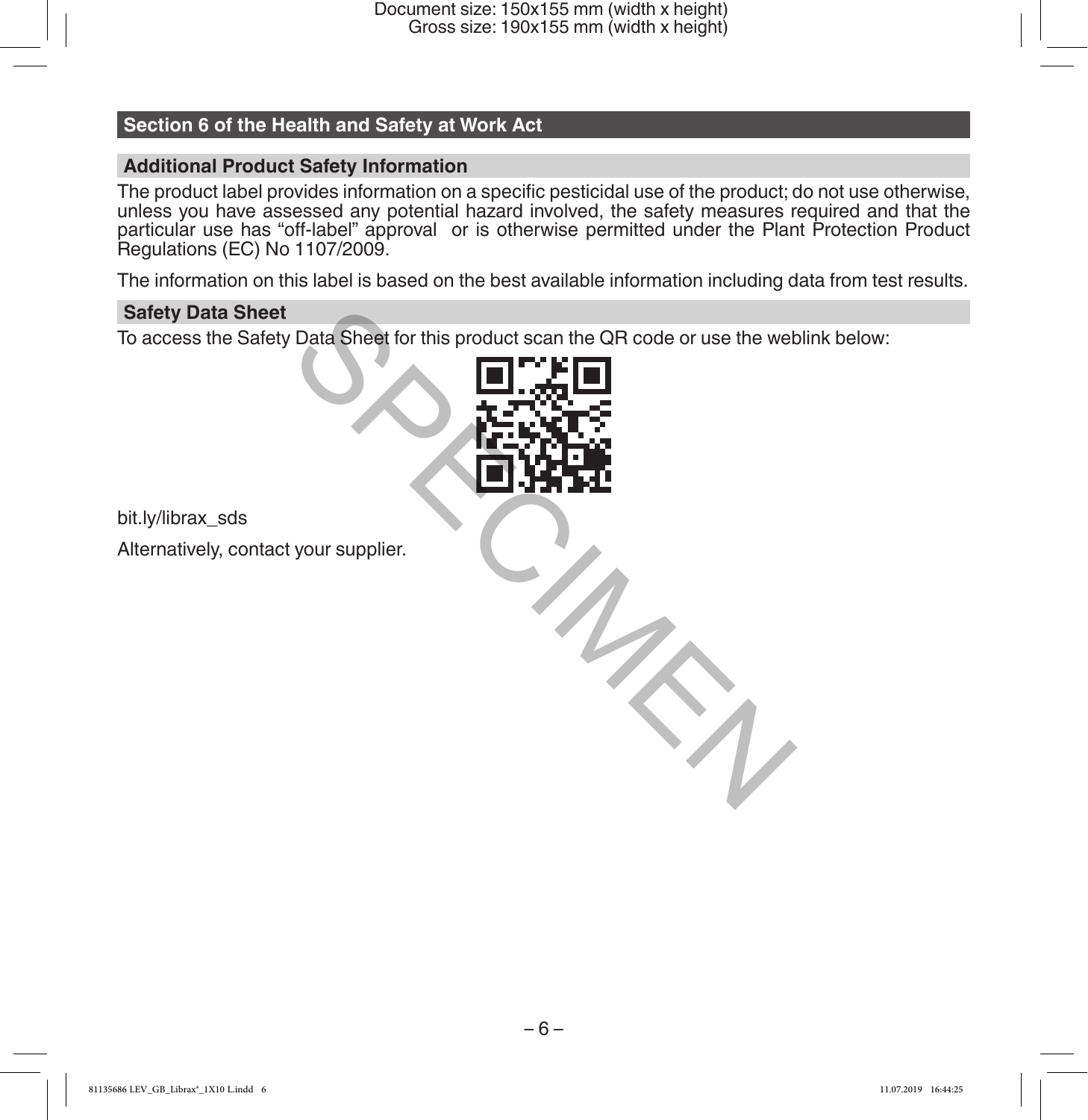## Section 6 of the Health and Safety at Work Act

### Additional Product Safety Information

The product label provides information on a specific pesticidal use of the product; do not use otherwise, unless you have assessed any potential hazard involved, the safety measures required and that the particular use has "off-label" approval or is otherwise permitted under the Plant Protection Product Regulations (EC) No 1107/2009.

The information on this label is based on the best available information including data from test results.

### Safety Data Sheet

To access the Safety Data Sheet for this product scan the QR code or use the weblink below:

bit.ly/librax_sds

Alternatively, contact your supplier.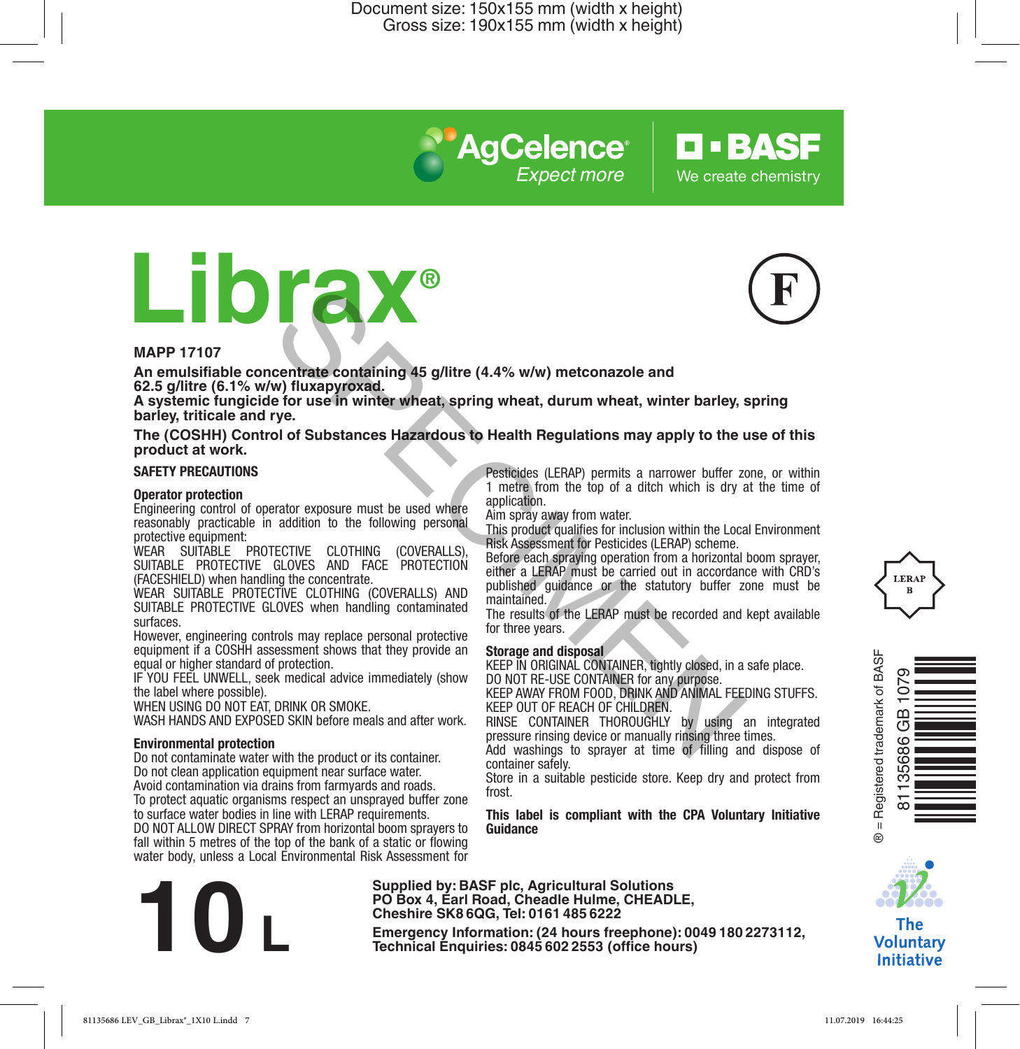AgCelence®
Expect more

BASF
We create chemistry

# Librax®

F

**MAPP 17107**

**An emulsifiable concentrate containing 45 g/litre (4.4% w/w) metconazole and 62.5 g/litre (6.1% w/w) fluxapyroxad.**
**A systemic fungicide for use in winter wheat, spring wheat, durum wheat, winter barley, spring barley, triticale and rye.**

**The (COSHH) Control of Substances Hazardous to Health Regulations may apply to the use of this product at work.**

## SAFETY PRECAUTIONS

### Operator protection

Engineering control of operator exposure must be used where reasonably practicable in addition to the following personal protective equipment:
WEAR SUITABLE PROTECTIVE CLOTHING (COVERALLS), SUITABLE PROTECTIVE GLOVES AND FACE PROTECTION (FACESHIELD) when handling the concentrate.
WEAR SUITABLE PROTECTIVE CLOTHING (COVERALLS) AND SUITABLE PROTECTIVE GLOVES when handling contaminated surfaces.
However, engineering controls may replace personal protective equipment if a COSHH assessment shows that they provide an equal or higher standard of protection.
IF YOU FEEL UNWELL, seek medical advice immediately (show the label where possible).
WHEN USING DO NOT EAT, DRINK OR SMOKE.
WASH HANDS AND EXPOSED SKIN before meals and after work.

### Environmental protection

Do not contaminate water with the product or its container.
Do not clean application equipment near surface water.
Avoid contamination via drains from farmyards and roads.
To protect aquatic organisms respect an unsprayed buffer zone to surface water bodies in line with LERAP requirements.
DO NOT ALLOW DIRECT SPRAY from horizontal boom sprayers to fall within 5 metres of the top of the bank of a static or flowing water body, unless a Local Environmental Risk Assessment for Pesticides (LERAP) permits a narrower buffer zone, or within 1 metre from the top of a ditch which is dry at the time of application.
Aim spray away from water.
This product qualifies for inclusion within the Local Environment Risk Assessment for Pesticides (LERAP) scheme.
Before each spraying operation from a horizontal boom sprayer, either a LERAP must be carried out in accordance with CRD's published guidance or the statutory buffer zone must be maintained.
The results of the LERAP must be recorded and kept available for three years.

### Storage and disposal

KEEP IN ORIGINAL CONTAINER, tightly closed, in a safe place.
DO NOT RE-USE CONTAINER for any purpose.
KEEP AWAY FROM FOOD, DRINK AND ANIMAL FEEDING STUFFS.
KEEP OUT OF REACH OF CHILDREN.
RINSE CONTAINER THOROUGHLY by using an integrated pressure rinsing device or manually rinsing three times.
Add washings to sprayer at time of filling and dispose of container safely.
Store in a suitable pesticide store. Keep dry and protect from frost.

**This label is compliant with the CPA Voluntary Initiative Guidance**

LERAP B

® = Registered trademark of BASF

81135686 GB 1079

**10 L**

**Supplied by: BASF plc, Agricultural Solutions**
**PO Box 4, Earl Road, Cheadle Hulme, CHEADLE, Cheshire SK8 6QG, Tel: 0161 485 6222**

**Emergency Information: (24 hours freephone): 0049 180 2273112,**
**Technical Enquiries: 0845 602 2553 (office hours)**

The Voluntary Initiative